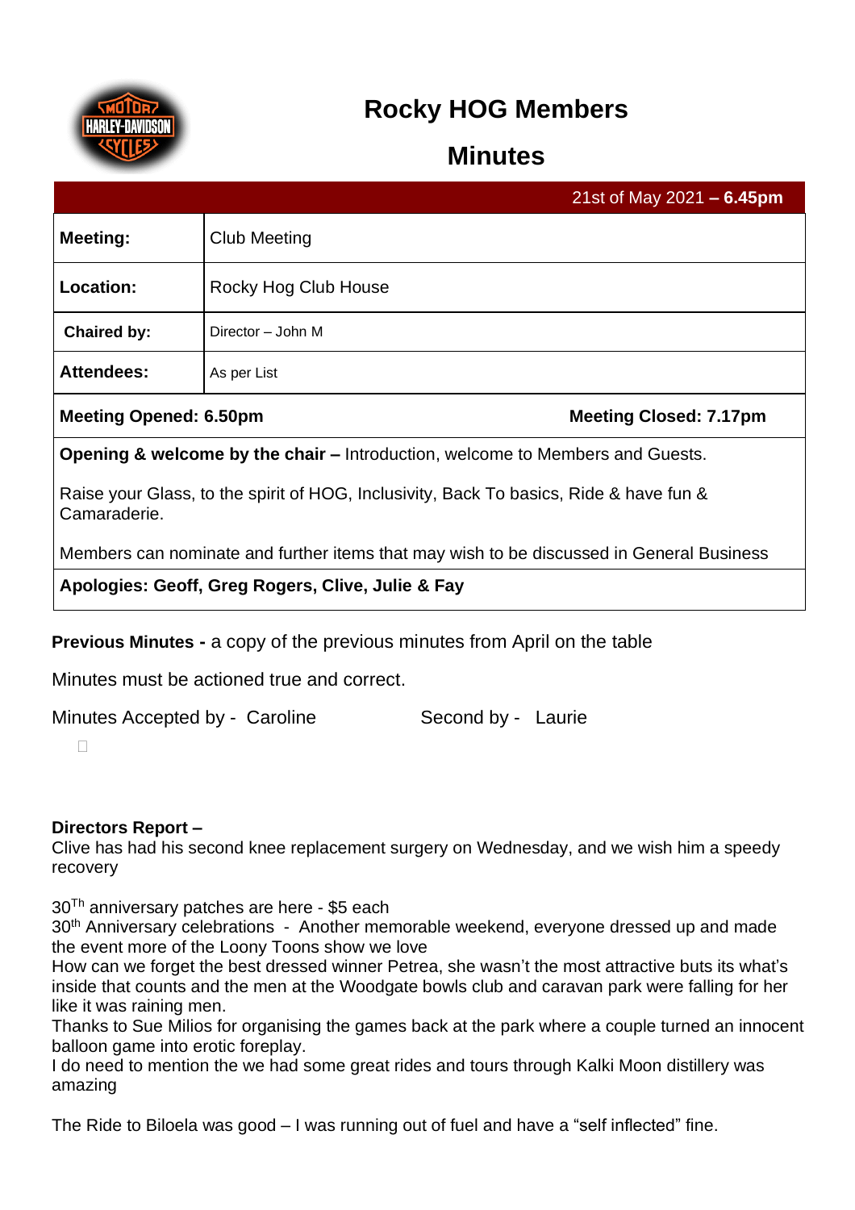# Rocky HOG Members

## Minutes

| | 21st of May 2021 **– 6.45pm** |
|---|---|
| **Meeting:** | Club Meeting |
| **Location:** | Rocky Hog Club House |
| **Chaired by:** | Director – John M |
| **Attendees:** | As per List |
| **Meeting Opened: 6.50pm** | **Meeting Closed: 7.17pm** |

**Opening & welcome by the chair –** Introduction, welcome to Members and Guests.

Raise your Glass, to the spirit of HOG, Inclusivity, Back To basics, Ride & have fun & Camaraderie.

Members can nominate and further items that may wish to be discussed in General Business

**Apologies: Geoff, Greg Rogers, Clive, Julie & Fay**

**Previous Minutes -** a copy of the previous minutes from April on the table

Minutes must be actioned true and correct.

Minutes Accepted by - Caroline Second by - Laurie

**Directors Report –**
Clive has had his second knee replacement surgery on Wednesday, and we wish him a speedy recovery

30th anniversary patches are here - $5 each
30th Anniversary celebrations - Another memorable weekend, everyone dressed up and made the event more of the Loony Toons show we love
How can we forget the best dressed winner Petrea, she wasn't the most attractive buts its what's inside that counts and the men at the Woodgate bowls club and caravan park were falling for her like it was raining men.
Thanks to Sue Milios for organising the games back at the park where a couple turned an innocent balloon game into erotic foreplay.
I do need to mention the we had some great rides and tours through Kalki Moon distillery was amazing

The Ride to Biloela was good – I was running out of fuel and have a "self inflected" fine.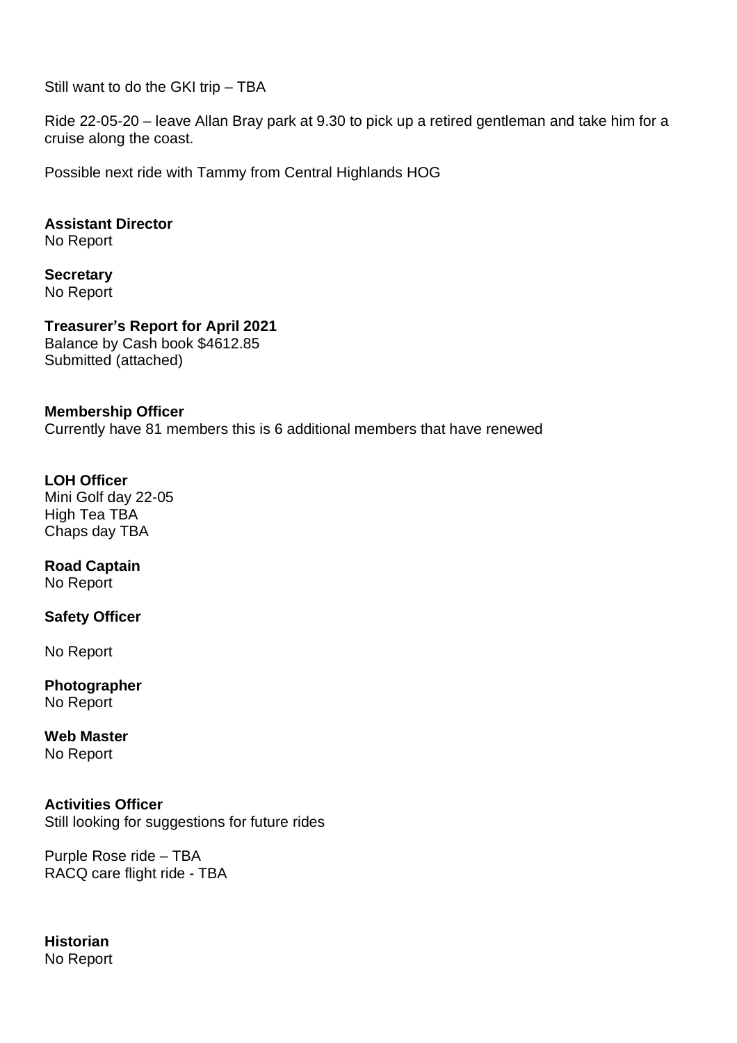Still want to do the GKI trip – TBA

Ride 22-05-20 – leave Allan Bray park at 9.30 to pick up a retired gentleman and take him for a cruise along the coast.

Possible next ride with Tammy from Central Highlands HOG

**Assistant Director**
No Report

**Secretary**
No Report

**Treasurer's Report for April 2021**
Balance by Cash book $4612.85
Submitted (attached)

**Membership Officer**
Currently have 81 members this is 6 additional members that have renewed

**LOH Officer**
Mini Golf day 22-05
High Tea TBA
Chaps day TBA

**Road Captain**
No Report

**Safety Officer**

No Report

**Photographer**
No Report

**Web Master**
No Report

**Activities Officer**
Still looking for suggestions for future rides

Purple Rose ride – TBA
RACQ care flight ride - TBA

**Historian**
No Report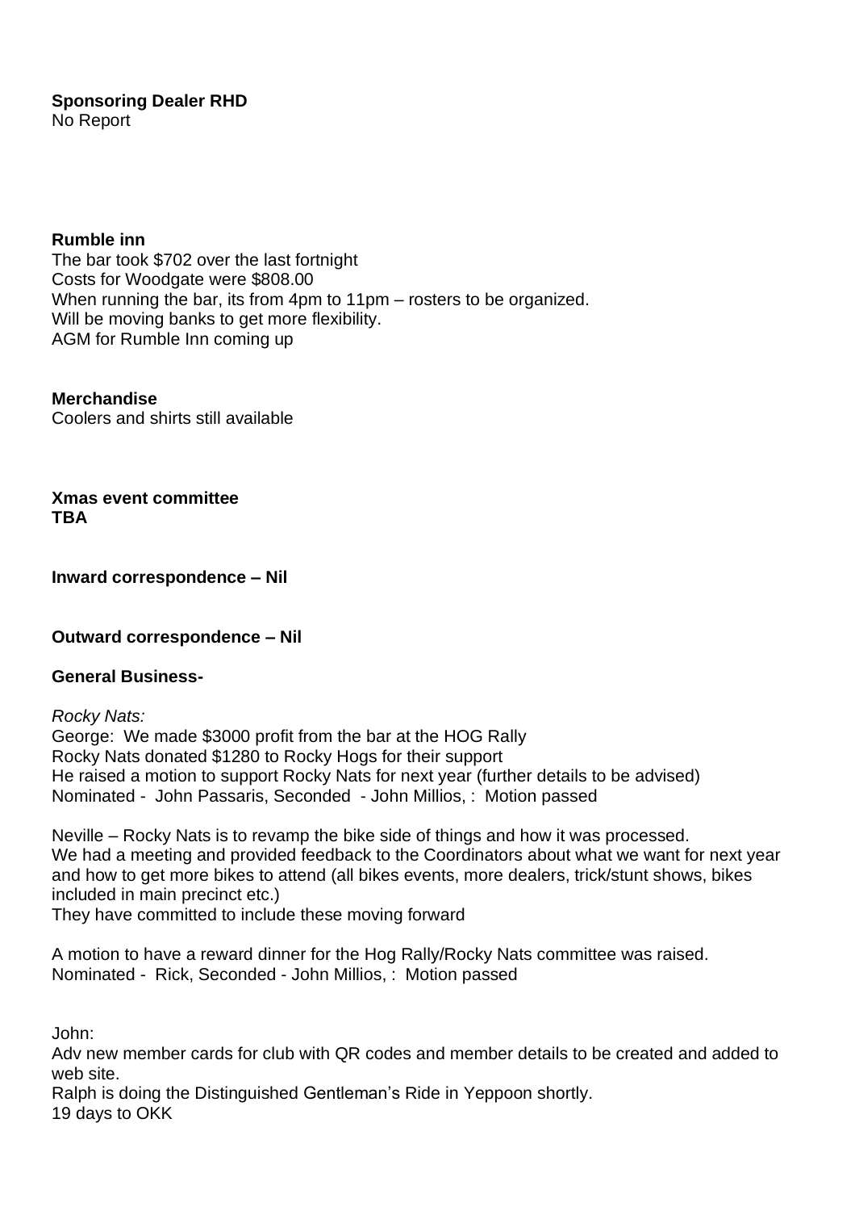**Sponsoring Dealer RHD**
No Report

**Rumble inn**
The bar took $702 over the last fortnight
Costs for Woodgate were $808.00
When running the bar, its from 4pm to 11pm – rosters to be organized.
Will be moving banks to get more flexibility.
AGM for Rumble Inn coming up

**Merchandise**
Coolers and shirts still available

**Xmas event committee**
**TBA**

**Inward correspondence – Nil**

**Outward correspondence – Nil**

**General Business-**

*Rocky Nats:*
George: We made $3000 profit from the bar at the HOG Rally
Rocky Nats donated $1280 to Rocky Hogs for their support
He raised a motion to support Rocky Nats for next year (further details to be advised)
Nominated - John Passaris, Seconded - John Millios, : Motion passed

Neville – Rocky Nats is to revamp the bike side of things and how it was processed.
We had a meeting and provided feedback to the Coordinators about what we want for next year and how to get more bikes to attend (all bikes events, more dealers, trick/stunt shows, bikes included in main precinct etc.)
They have committed to include these moving forward

A motion to have a reward dinner for the Hog Rally/Rocky Nats committee was raised.
Nominated - Rick, Seconded - John Millios, : Motion passed

John:
Adv new member cards for club with QR codes and member details to be created and added to web site.
Ralph is doing the Distinguished Gentleman's Ride in Yeppoon shortly.
19 days to OKK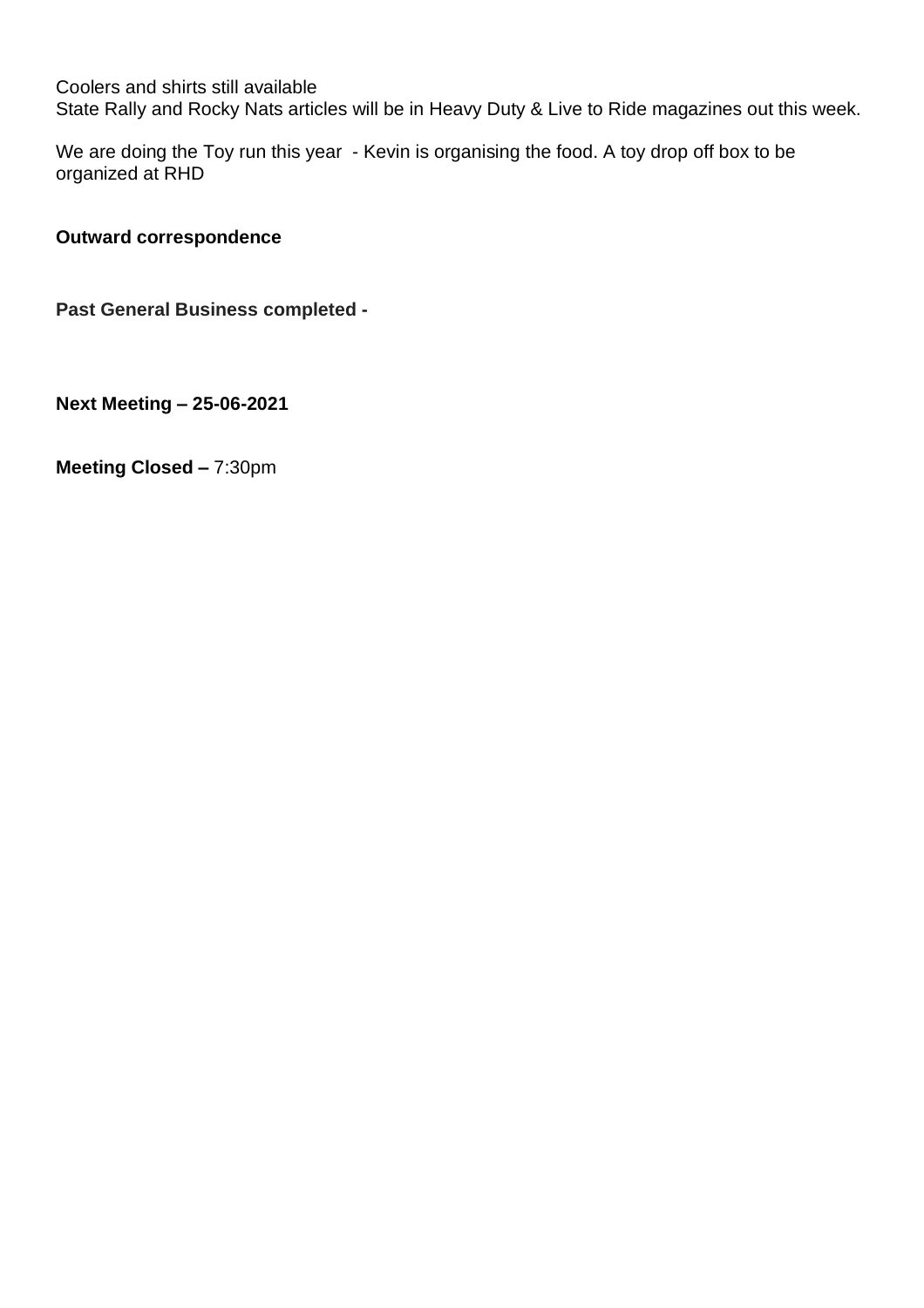Coolers and shirts still available
State Rally and Rocky Nats articles will be in Heavy Duty & Live to Ride magazines out this week.

We are doing the Toy run this year - Kevin is organising the food. A toy drop off box to be organized at RHD

**Outward correspondence**

**Past General Business completed -**

**Next Meeting – 25-06-2021**

**Meeting Closed –** 7:30pm